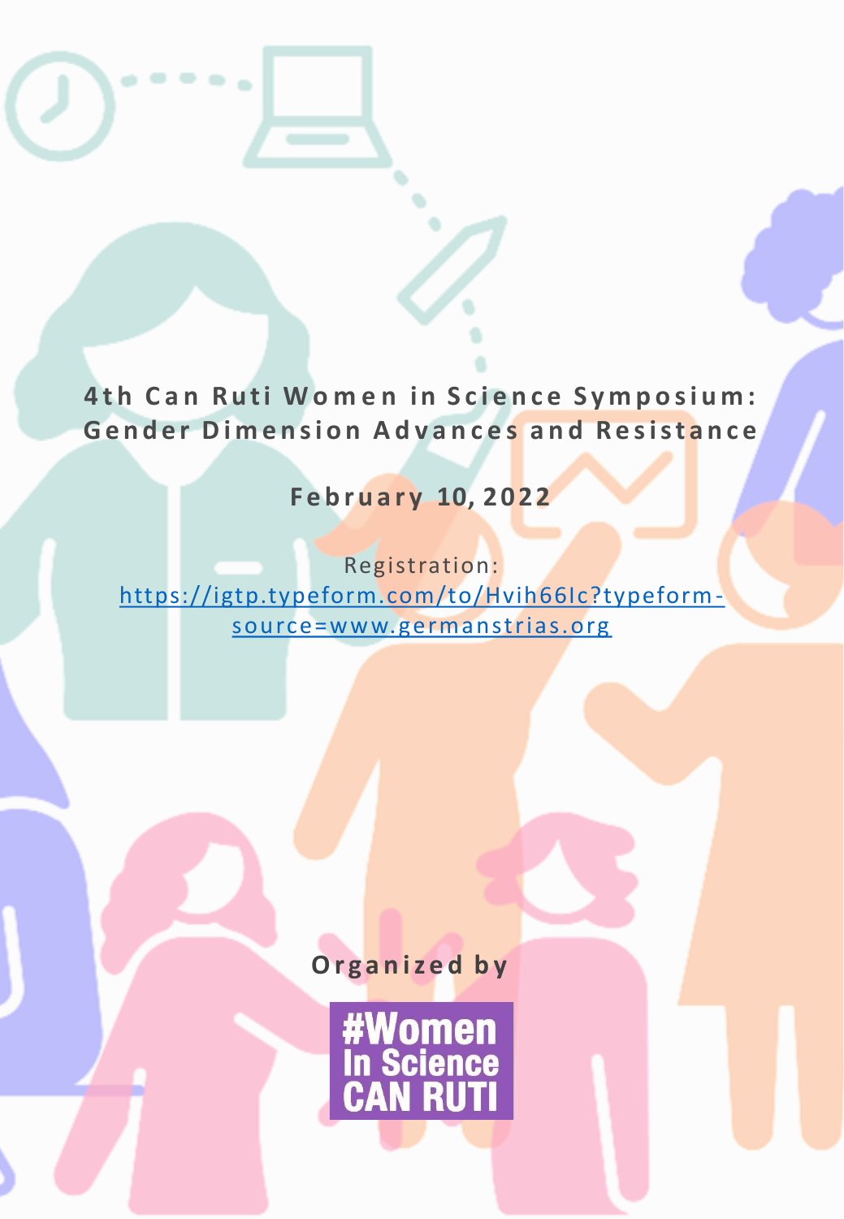# 4th Can Ruti Women in Science Symposium: Gender Dimension Advances and Resistance

**February 10, 2022**

Registration:
[https://igtp.typeform.com/to/Hvih66Ic?typeform-source=www.germanstrias.org](https://igtp.typeform.com/to/Hvih66Ic?typeform-source=www.germanstrias.org)

**Organized by**

#Women In Science CAN RUTI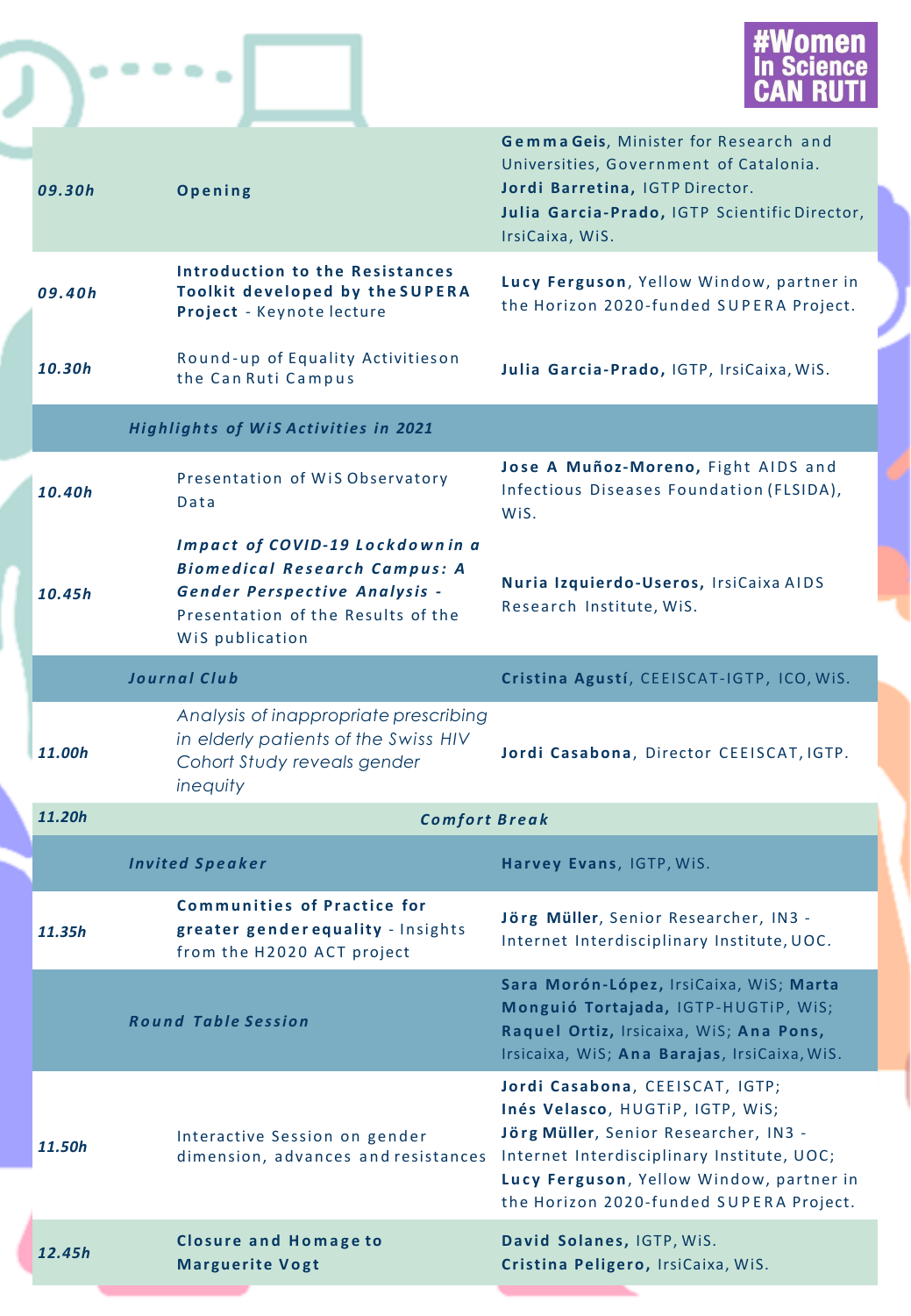**#Women In Science CAN RUTI**

| | | |
|---|---|---|
| ***09.30h*** | **Opening** | **Gemma Geis**, Minister for Research and Universities, Government of Catalonia.<br>**Jordi Barretina,** IGTP Director.<br>**Julia Garcia-Prado,** IGTP Scientific Director, IrsiCaixa, WiS. |
| ***09.40h*** | **Introduction to the Resistances Toolkit developed by the SUPERA Project** - Keynote lecture | **Lucy Ferguson**, Yellow Window, partner in the Horizon 2020-funded SUPERA Project. |
| ***10.30h*** | Round-up of Equality Activities on the Can Ruti Campus | **Julia Garcia-Prado,** IGTP, IrsiCaixa, WiS. |
| | ***Highlights of WiS Activities in 2021*** | |
| ***10.40h*** | Presentation of WiS Observatory Data | **Jose A Muñoz-Moreno,** Fight AIDS and Infectious Diseases Foundation (FLSIDA), WiS. |
| ***10.45h*** | ***Impact of COVID-19 Lockdown in a Biomedical Research Campus: A Gender Perspective Analysis -*** Presentation of the Results of the WiS publication | **Nuria Izquierdo-Useros,** IrsiCaixa AIDS Research Institute, WiS. |
| | ***Journal Club*** | **Cristina Agustí**, CEEISCAT-IGTP, ICO, WiS. |
| ***11.00h*** | *Analysis of inappropriate prescribing in elderly patients of the Swiss HIV Cohort Study reveals gender inequity* | **Jordi Casabona**, Director CEEISCAT, IGTP. |
| ***11.20h*** | ***Comfort Break*** | |
| | ***Invited Speaker*** | **Harvey Evans**, IGTP, WiS. |
| ***11.35h*** | **Communities of Practice for greater gender equality** - Insights from the H2020 ACT project | **Jörg Müller**, Senior Researcher, IN3 - Internet Interdisciplinary Institute, UOC. |
| | ***Round Table Session*** | **Sara Morón-López,** IrsiCaixa, WiS; **Marta Monguió Tortajada,** IGTP-HUGTiP, WiS; **Raquel Ortiz,** Irsicaixa, WiS; **Ana Pons,** Irsicaixa, WiS; **Ana Barajas**, IrsiCaixa, WiS. |
| ***11.50h*** | Interactive Session on gender dimension, advances and resistances | **Jordi Casabona**, CEEISCAT, IGTP;<br>**Inés Velasco**, HUGTiP, IGTP, WiS;<br>**Jörg Müller**, Senior Researcher, IN3 - Internet Interdisciplinary Institute, UOC;<br>**Lucy Ferguson**, Yellow Window, partner in the Horizon 2020-funded SUPERA Project. |
| ***12.45h*** | **Closure and Homage to Marguerite Vogt** | **David Solanes,** IGTP, WiS.<br>**Cristina Peligero,** IrsiCaixa, WiS. |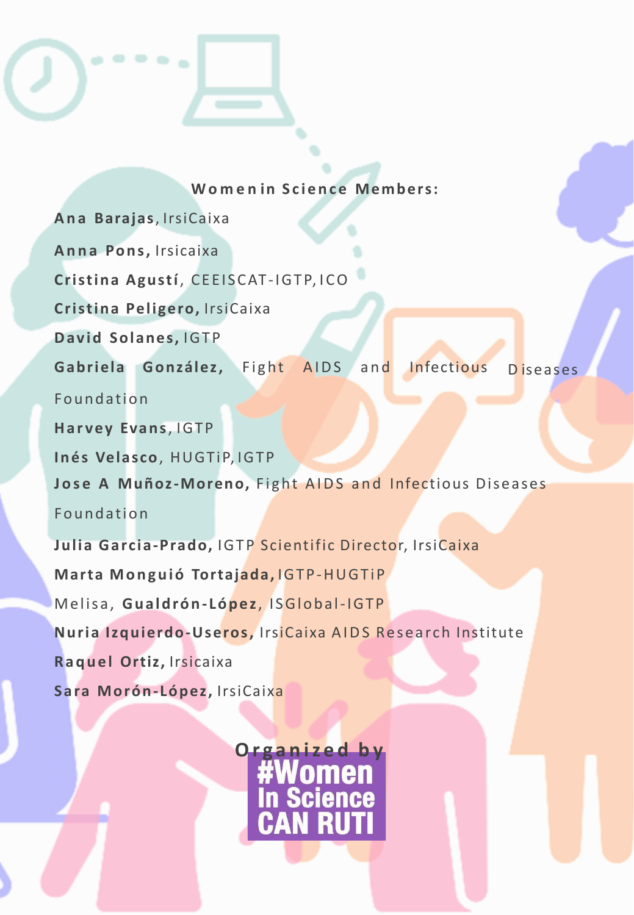**Womenin Science Members:**

**Ana Barajas**, IrsiCaixa

**Anna Pons,** Irsicaixa

**Cristina Agustí**, CEEISCAT-IGTP, ICO

**Cristina Peligero,** IrsiCaixa

**David Solanes,** IGTP

**Gabriela González,** Fight AIDS and Infectious Diseases Foundation

**Harvey Evans**, IGTP

**Inés Velasco**, HUGTiP, IGTP

**Jose A Muñoz-Moreno,** Fight AIDS and Infectious Diseases Foundation

**Julia Garcia-Prado,** IGTP Scientific Director, IrsiCaixa

**Marta Monguió Tortajada,** IGTP-HUGTiP

Melisa, **Gualdrón-López**, ISGlobal-IGTP

**Nuria Izquierdo-Useros,** IrsiCaixa AIDS Research Institute

**Raquel Ortiz,** Irsicaixa

**Sara Morón-López,** IrsiCaixa

**Organized by**

**#Women In Science CAN RUTI**